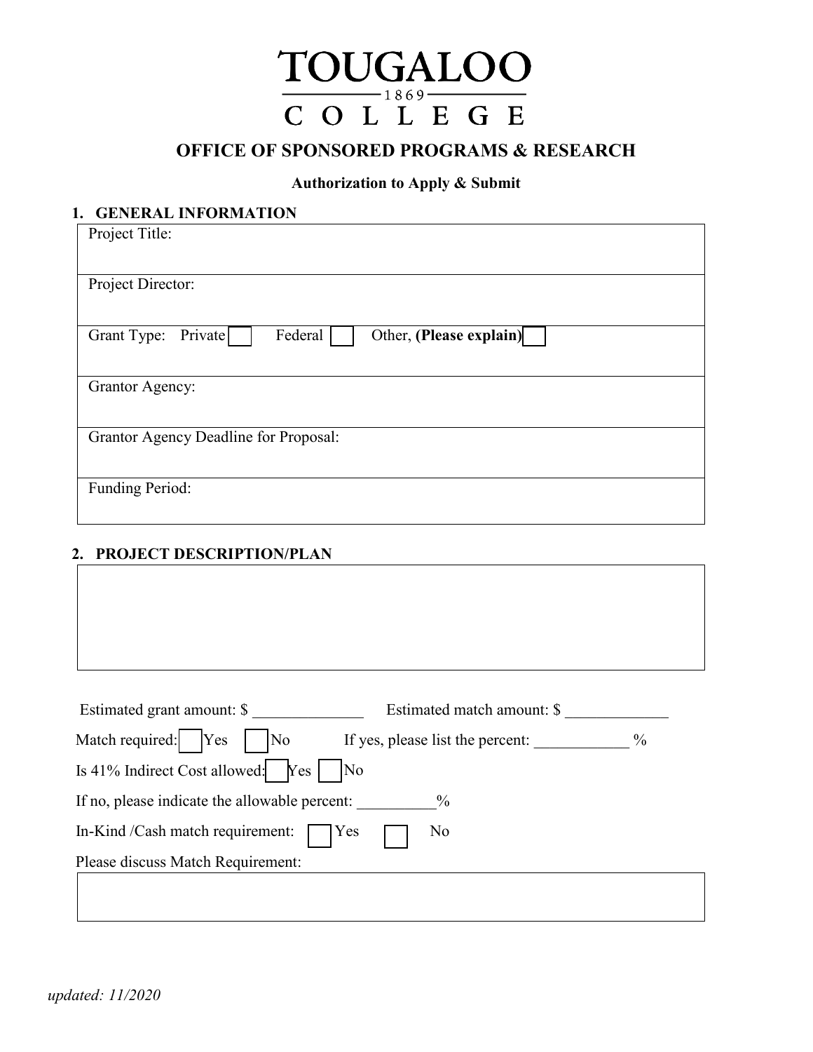# TOUGALOO
1869
# COLLEGE

## OFFICE OF SPONSORED PROGRAMS & RESEARCH

**Authorization to Apply & Submit**

### 1. GENERAL INFORMATION

| Project Title: |
|---|
| Project Director: |
| Grant Type: Private ☐ Federal ☐ Other, **(Please explain)** ☐ |
| Grantor Agency: |
| Grantor Agency Deadline for Proposal: |
| Funding Period: |

### 2. PROJECT DESCRIPTION/PLAN

| |
|---|
| |

Estimated grant amount: $ ______________ Estimated match amount: $ _____________

Match required: ☐ Yes ☐ No If yes, please list the percent: ____________ %

Is 41% Indirect Cost allowed: ☐ Yes ☐ No

If no, please indicate the allowable percent: __________%

In-Kind /Cash match requirement: ☐ Yes ☐ No

Please discuss Match Requirement:

| |
|---|
| |

*updated: 11/2020*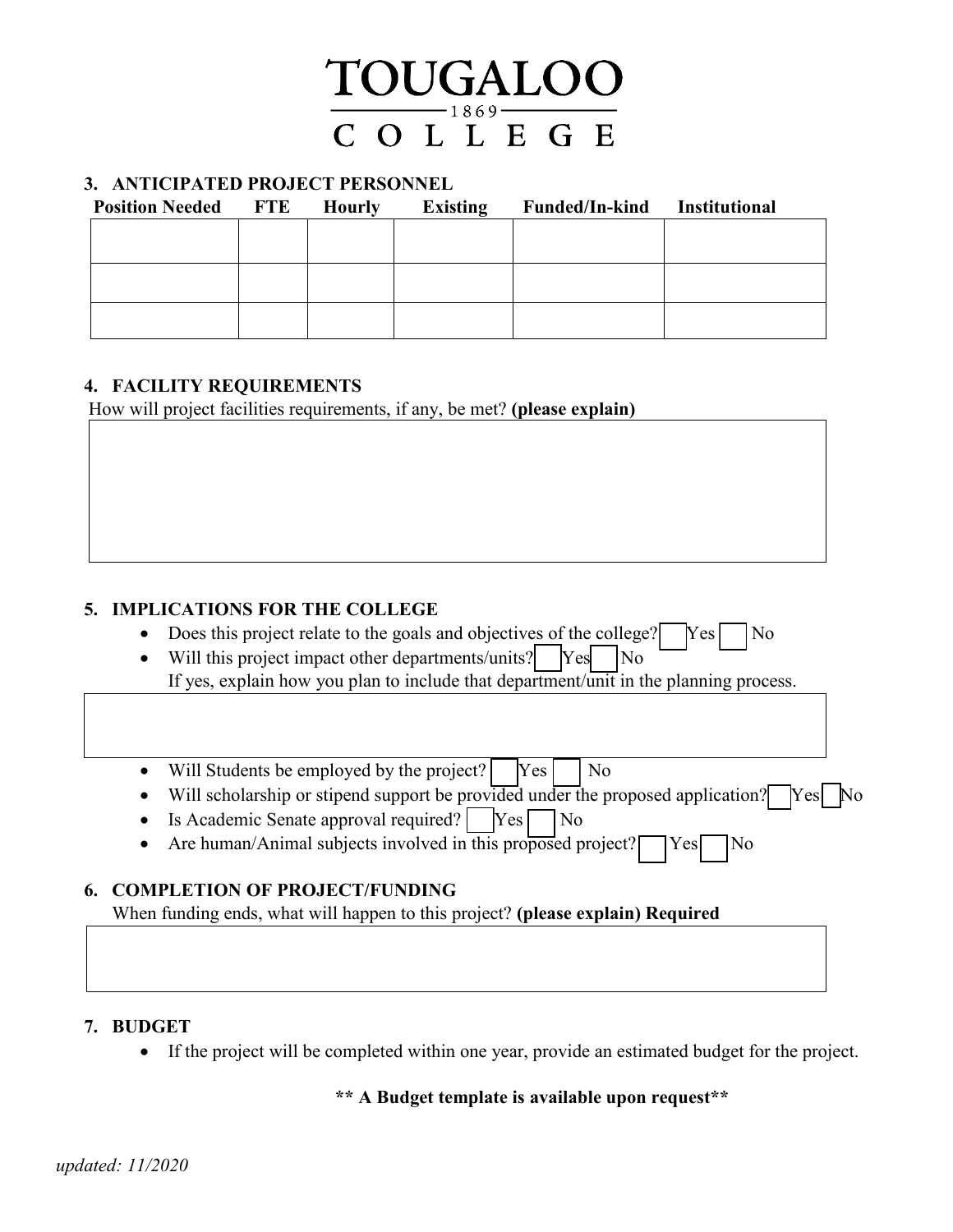# TOUGALOO COLLEGE

## 3. ANTICIPATED PROJECT PERSONNEL

| Position Needed | FTE | Hourly | Existing | Funded/In-kind | Institutional |
|---|---|---|---|---|---|
| | | | | | |
| | | | | | |
| | | | | | |

## 4. FACILITY REQUIREMENTS

How will project facilities requirements, if any, be met? **(please explain)**

## 5. IMPLICATIONS FOR THE COLLEGE

- Does this project relate to the goals and objectives of the college? ☐ Yes ☐ No
- Will this project impact other departments/units? ☐ Yes ☐ No
  If yes, explain how you plan to include that department/unit in the planning process.

- Will Students be employed by the project? ☐ Yes ☐ No
- Will scholarship or stipend support be provided under the proposed application? ☐ Yes ☐ No
- Is Academic Senate approval required? ☐ Yes ☐ No
- Are human/Animal subjects involved in this proposed project? ☐ Yes ☐ No

## 6. COMPLETION OF PROJECT/FUNDING

When funding ends, what will happen to this project? **(please explain) Required**

## 7. BUDGET

- If the project will be completed within one year, provide an estimated budget for the project.

**** A Budget template is available upon request****

*updated: 11/2020*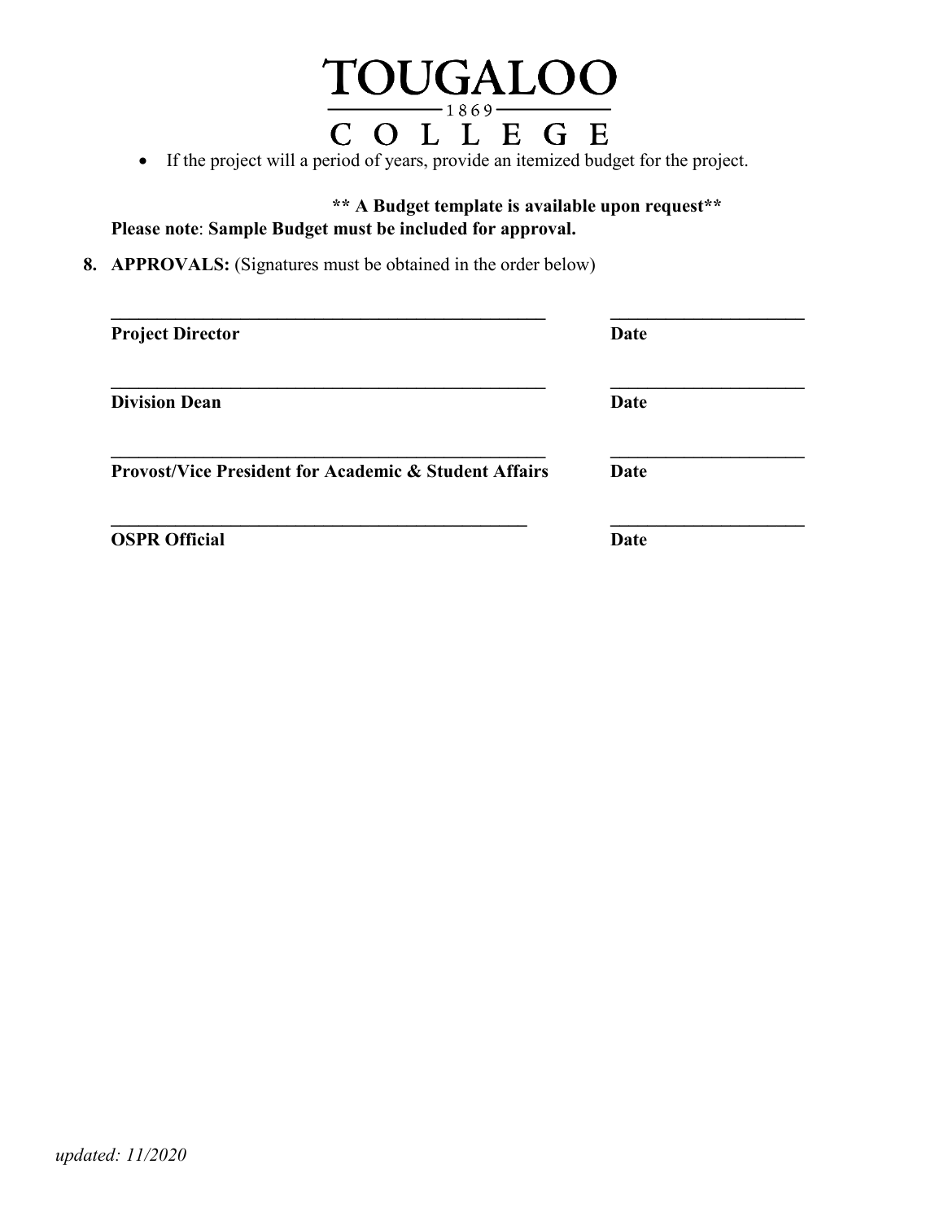- If the project will a period of years, provide an itemized budget for the project.

**** A Budget template is available upon request****

**Please note**: **Sample Budget must be included for approval.**

**8. APPROVALS:** (Signatures must be obtained in the order below)

| | |
|---|---|
| ______________________________ | ______________ |
| **Project Director** | **Date** |
| ______________________________ | ______________ |
| **Division Dean** | **Date** |
| ______________________________ | ______________ |
| **Provost/Vice President for Academic & Student Affairs** | **Date** |
| ______________________________ | ______________ |
| **OSPR Official** | **Date** |

*updated: 11/2020*